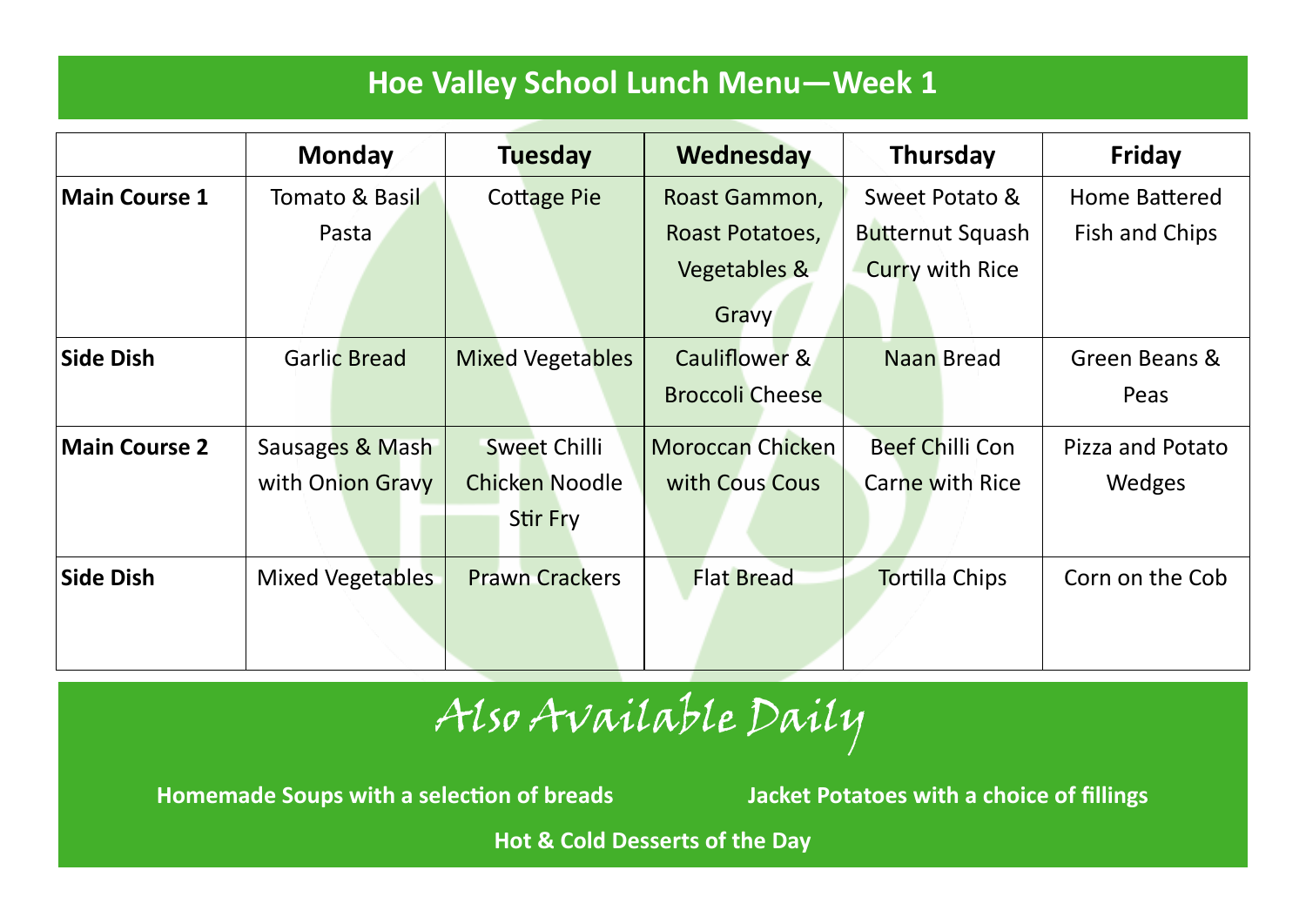# Hoe Valley School Lunch Menu—Week 1

| | Monday | Tuesday | Wednesday | Thursday | Friday |
|---|---|---|---|---|---|
| **Main Course 1** | Tomato & Basil Pasta | Cottage Pie | Roast Gammon, Roast Potatoes, Vegetables & Gravy | Sweet Potato & Butternut Squash Curry with Rice | Home Battered Fish and Chips |
| **Side Dish** | Garlic Bread | Mixed Vegetables | Cauliflower & Broccoli Cheese | Naan Bread | Green Beans & Peas |
| **Main Course 2** | Sausages & Mash with Onion Gravy | Sweet Chilli Chicken Noodle Stir Fry | Moroccan Chicken with Cous Cous | Beef Chilli Con Carne with Rice | Pizza and Potato Wedges |
| **Side Dish** | Mixed Vegetables | Prawn Crackers | Flat Bread | Tortilla Chips | Corn on the Cob |

## Also Available Daily

**Homemade Soups with a selection of breads**

**Jacket Potatoes with a choice of fillings**

**Hot & Cold Desserts of the Day**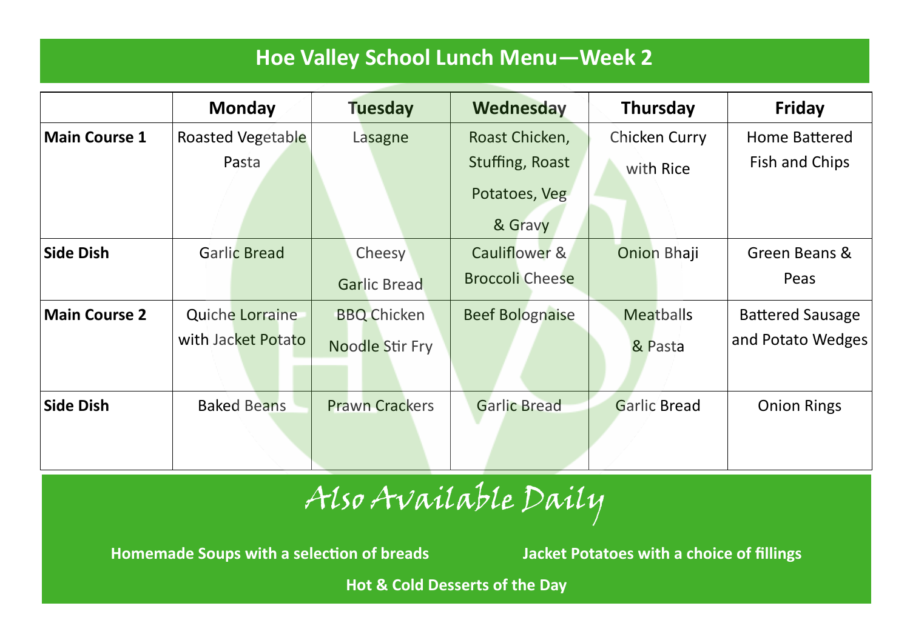# Hoe Valley School Lunch Menu—Week 2

| | Monday | Tuesday | Wednesday | Thursday | Friday |
|---|---|---|---|---|---|
| **Main Course 1** | Roasted Vegetable Pasta | Lasagne | Roast Chicken, Stuffing, Roast Potatoes, Veg & Gravy | Chicken Curry with Rice | Home Battered Fish and Chips |
| **Side Dish** | Garlic Bread | Cheesy Garlic Bread | Cauliflower & Broccoli Cheese | Onion Bhaji | Green Beans & Peas |
| **Main Course 2** | Quiche Lorraine with Jacket Potato | BBQ Chicken Noodle Stir Fry | Beef Bolognaise | Meatballs & Pasta | Battered Sausage and Potato Wedges |
| **Side Dish** | Baked Beans | Prawn Crackers | Garlic Bread | Garlic Bread | Onion Rings |

## *Also Available Daily*

**Homemade Soups with a selection of breads**

**Jacket Potatoes with a choice of fillings**

**Hot & Cold Desserts of the Day**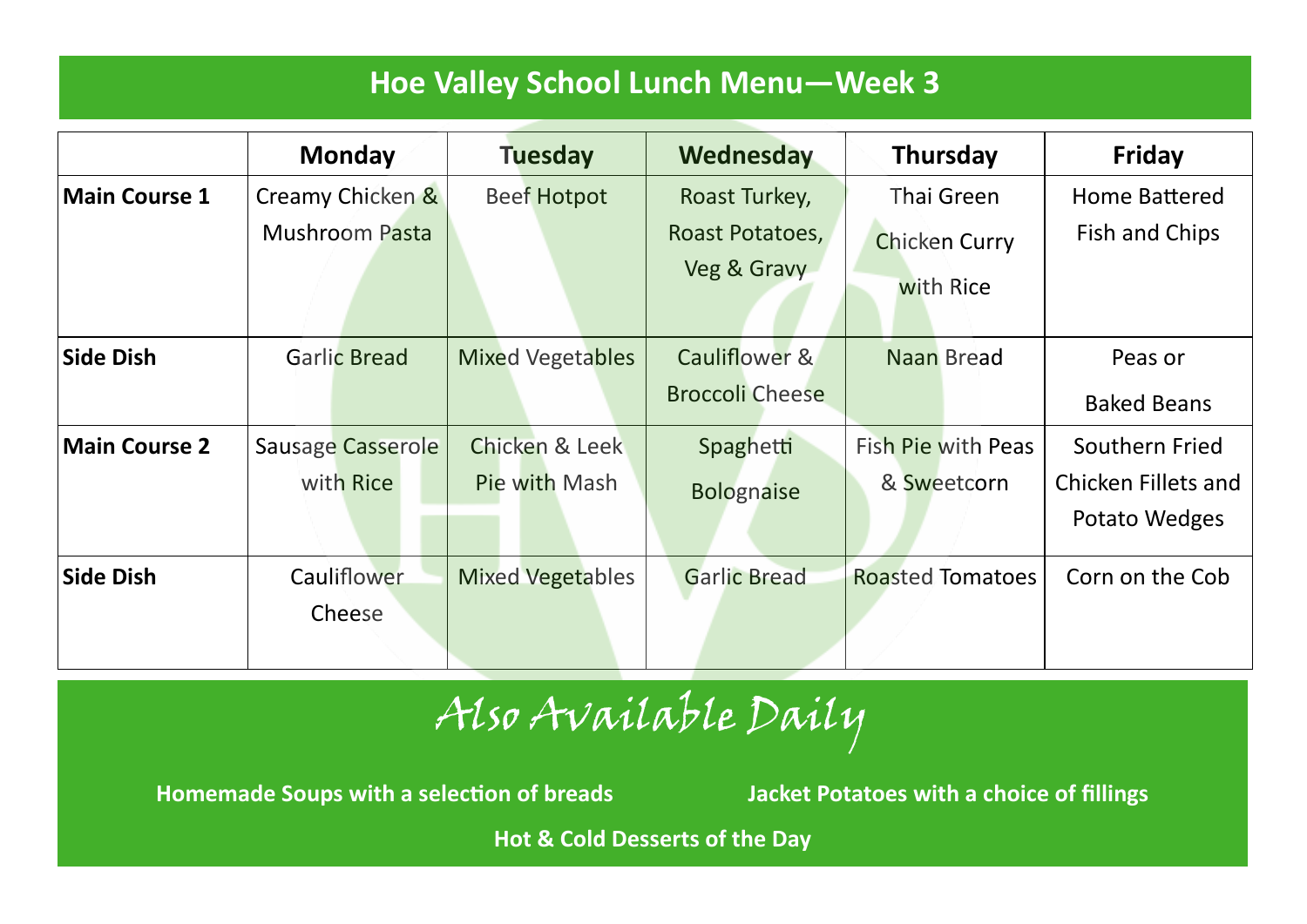# Hoe Valley School Lunch Menu—Week 3

| | Monday | Tuesday | Wednesday | Thursday | Friday |
|---|---|---|---|---|---|
| **Main Course 1** | Creamy Chicken & Mushroom Pasta | Beef Hotpot | Roast Turkey, Roast Potatoes, Veg & Gravy | Thai Green Chicken Curry with Rice | Home Battered Fish and Chips |
| **Side Dish** | Garlic Bread | Mixed Vegetables | Cauliflower & Broccoli Cheese | Naan Bread | Peas or Baked Beans |
| **Main Course 2** | Sausage Casserole with Rice | Chicken & Leek Pie with Mash | Spaghetti Bolognaise | Fish Pie with Peas & Sweetcorn | Southern Fried Chicken Fillets and Potato Wedges |
| **Side Dish** | Cauliflower Cheese | Mixed Vegetables | Garlic Bread | Roasted Tomatoes | Corn on the Cob |

## *Also Available Daily*

**Homemade Soups with a selection of breads**

**Jacket Potatoes with a choice of fillings**

**Hot & Cold Desserts of the Day**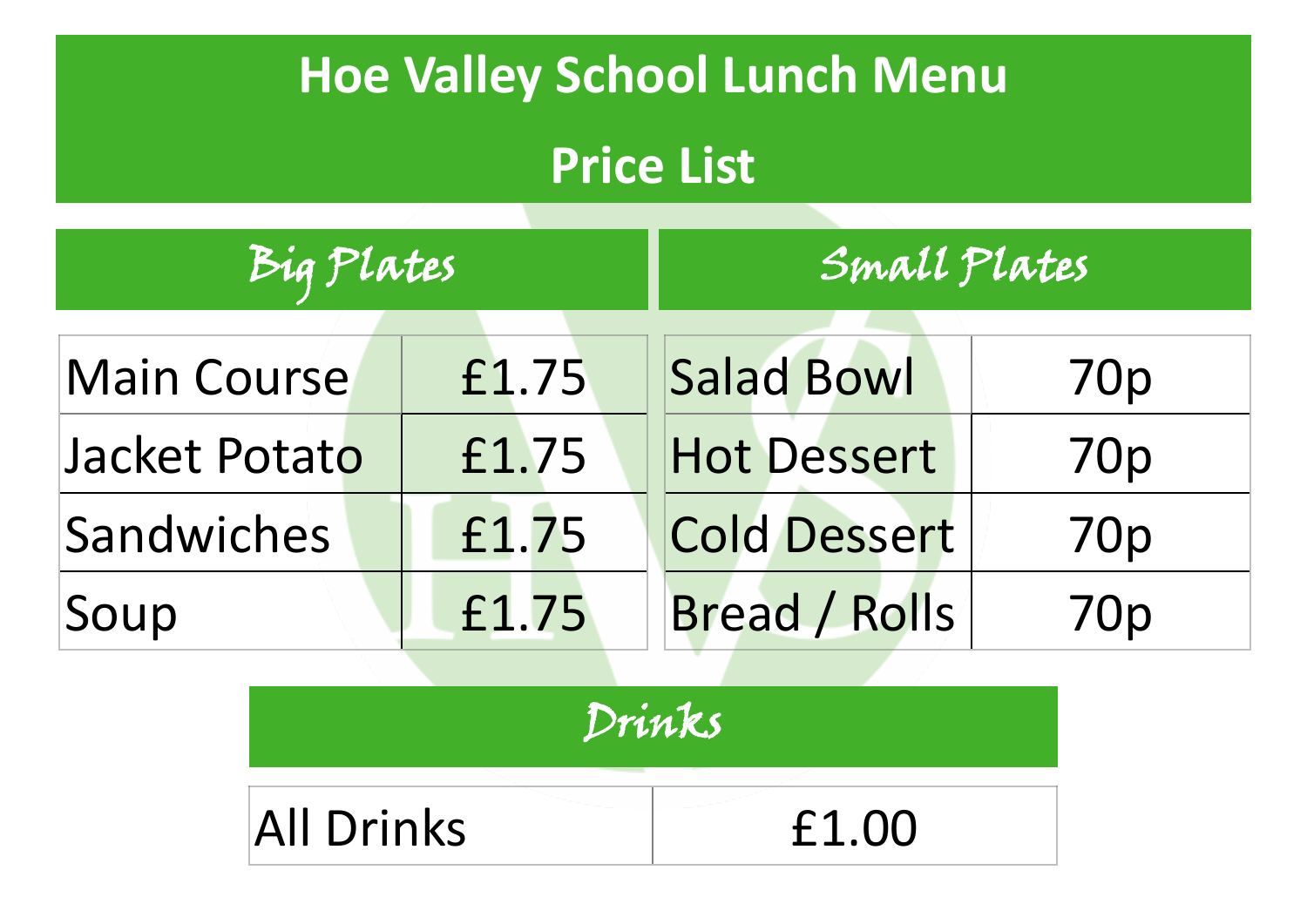# Hoe Valley School Lunch Menu

## Price List

### Big Plates

| | |
|---|---|
| Main Course | £1.75 |
| Jacket Potato | £1.75 |
| Sandwiches | £1.75 |
| Soup | £1.75 |

### Small Plates

| | |
|---|---|
| Salad Bowl | 70p |
| Hot Dessert | 70p |
| Cold Dessert | 70p |
| Bread / Rolls | 70p |

### Drinks

| | |
|---|---|
| All Drinks | £1.00 |